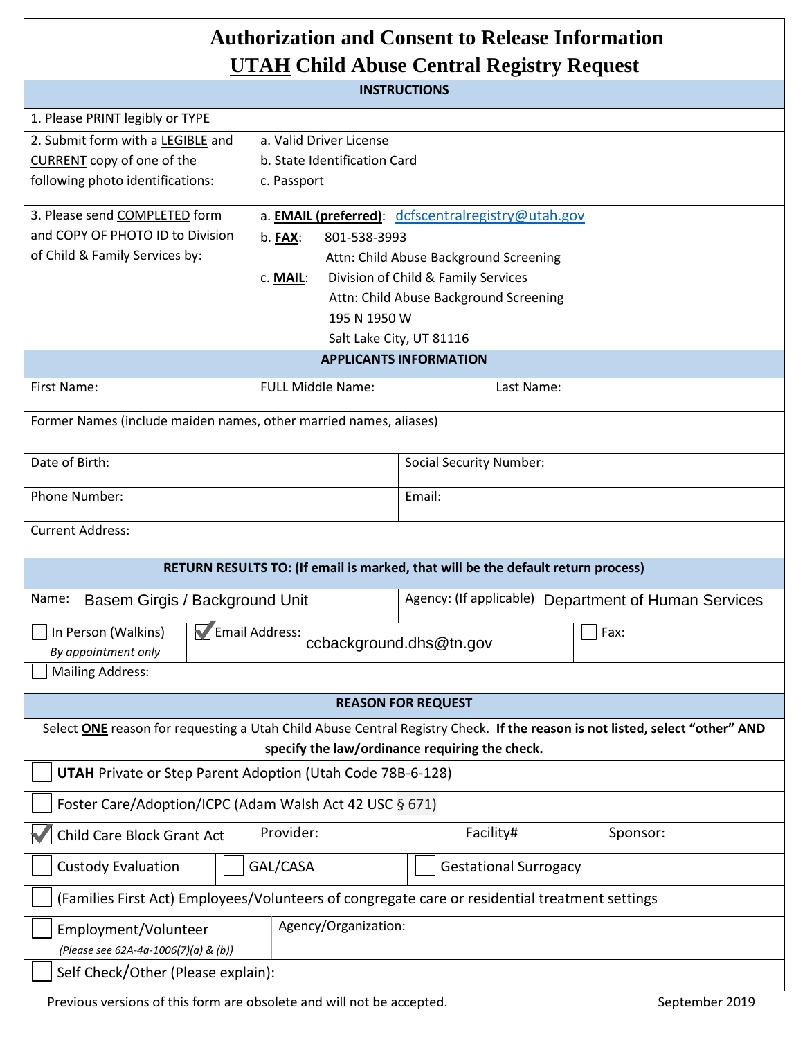# Authorization and Consent to Release Information

# UTAH Child Abuse Central Registry Request

## INSTRUCTIONS

1. Please PRINT legibly or TYPE

| | |
|---|---|
| 2. Submit form with a LEGIBLE and CURRENT copy of one of the following photo identifications: | a. Valid Driver License<br>b. State Identification Card<br>c. Passport |
| 3. Please send COMPLETED form and COPY OF PHOTO ID to Division of Child & Family Services by: | a. **EMAIL (preferred)**: dcfscentralregistry@utah.gov<br>b. **FAX**: 801-538-3993<br>Attn: Child Abuse Background Screening<br>c. **MAIL**: Division of Child & Family Services<br>Attn: Child Abuse Background Screening<br>195 N 1950 W<br>Salt Lake City, UT 81116 |

## APPLICANTS INFORMATION

| First Name: | FULL Middle Name: | Last Name: |
|---|---|---|

Former Names (include maiden names, other married names, aliases)

| Date of Birth: | Social Security Number: |
|---|---|
| Phone Number: | Email: |

Current Address:

## RETURN RESULTS TO: (If email is marked, that will be the default return process)

| Name: Basem Girgis / Background Unit | Agency: (If applicable) Department of Human Services |
|---|---|

- ☐ In Person (Walkins) *By appointment only*
- ☑ Email Address: ccbackground.dhs@tn.gov
- ☐ Fax:
- ☐ Mailing Address:

## REASON FOR REQUEST

Select **ONE** reason for requesting a Utah Child Abuse Central Registry Check. **If the reason is not listed, select "other" AND specify the law/ordinance requiring the check.**

- ☐ **UTAH** Private or Step Parent Adoption (Utah Code 78B-6-128)
- ☐ Foster Care/Adoption/ICPC (Adam Walsh Act 42 USC § 671)
- ☑ Child Care Block Grant Act — Provider: — Facility# — Sponsor:
- ☐ Custody Evaluation ☐ GAL/CASA ☐ Gestational Surrogacy
- ☐ (Families First Act) Employees/Volunteers of congregate care or residential treatment settings
- ☐ Employment/Volunteer *(Please see 62A-4a-1006(7)(a) & (b))* — Agency/Organization:
- ☐ Self Check/Other (Please explain):

Previous versions of this form are obsolete and will not be accepted. September 2019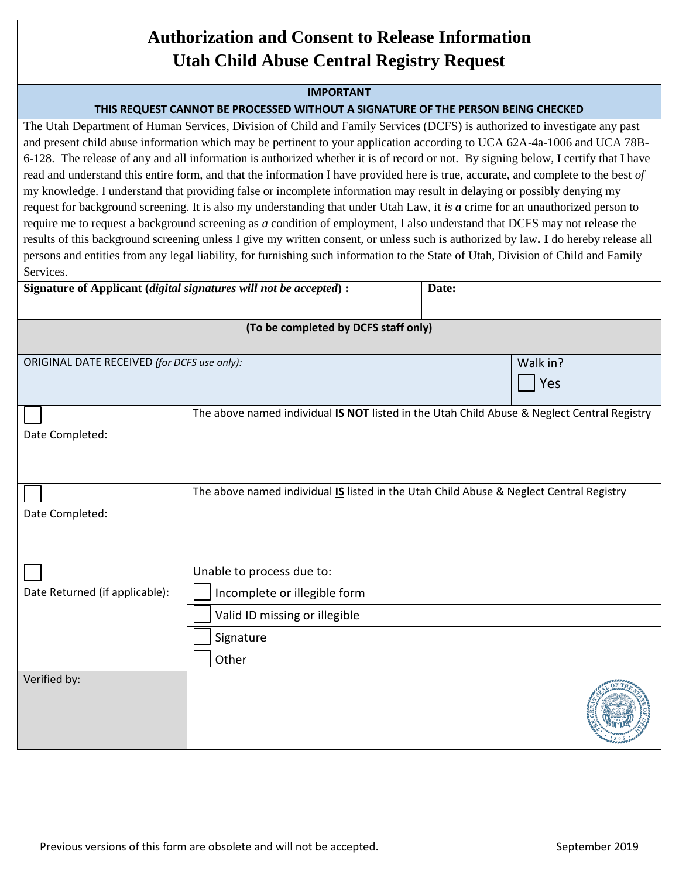# Authorization and Consent to Release Information
# Utah Child Abuse Central Registry Request

**IMPORTANT**
**THIS REQUEST CANNOT BE PROCESSED WITHOUT A SIGNATURE OF THE PERSON BEING CHECKED**

The Utah Department of Human Services, Division of Child and Family Services (DCFS) is authorized to investigate any past and present child abuse information which may be pertinent to your application according to UCA 62A-4a-1006 and UCA 78B-6-128. The release of any and all information is authorized whether it is of record or not. By signing below, I certify that I have read and understand this entire form, and that the information I have provided here is true, accurate, and complete to the best *of* my knowledge. I understand that providing false or incomplete information may result in delaying or possibly denying my request for background screening. It is also my understanding that under Utah Law, it *is* ***a*** crime for an unauthorized person to require me to request a background screening as *a* condition of employment, I also understand that DCFS may not release the results of this background screening unless I give my written consent, or unless such is authorized by law**.** **I** do hereby release all persons and entities from any legal liability, for furnishing such information to the State of Utah, Division of Child and Family Services.

| **Signature of Applicant (*digital signatures will not be accepted*) :** | **Date:** |
|---|---|

**(To be completed by DCFS staff only)**

| | |
|---|---|
| ORIGINAL DATE RECEIVED *(for DCFS use only)*: | Walk in? ☐ Yes |

| | |
|---|---|
| ☐ Date Completed: | The above named individual **IS NOT** listed in the Utah Child Abuse & Neglect Central Registry |
| ☐ Date Completed: | The above named individual **IS** listed in the Utah Child Abuse & Neglect Central Registry |
| ☐ Date Returned (if applicable): | Unable to process due to: |
| | ☐ Incomplete or illegible form |
| | ☐ Valid ID missing or illegible |
| | ☐ Signature |
| | ☐ Other |
| Verified by: | |

Previous versions of this form are obsolete and will not be accepted.

September 2019